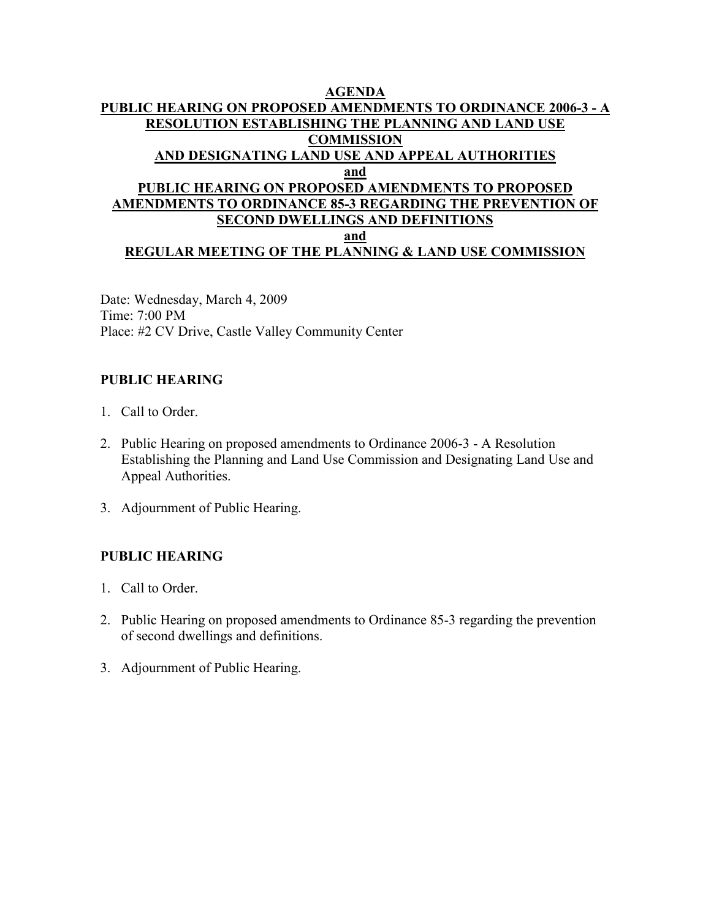# AGENDA

## PUBLIC HEARING ON PROPOSED AMENDMENTS TO ORDINANCE 2006-3 - A RESOLUTION ESTABLISHING THE PLANNING AND LAND USE COMMISSION AND DESIGNATING LAND USE AND APPEAL AUTHORITIES

## and

## PUBLIC HEARING ON PROPOSED AMENDMENTS TO PROPOSED AMENDMENTS TO ORDINANCE 85-3 REGARDING THE PREVENTION OF SECOND DWELLINGS AND DEFINITIONS

## and

## REGULAR MEETING OF THE PLANNING & LAND USE COMMISSION

Date: Wednesday, March 4, 2009
Time: 7:00 PM
Place: #2 CV Drive, Castle Valley Community Center

**PUBLIC HEARING**

1. Call to Order.
2. Public Hearing on proposed amendments to Ordinance 2006-3 - A Resolution Establishing the Planning and Land Use Commission and Designating Land Use and Appeal Authorities.
3. Adjournment of Public Hearing.

**PUBLIC HEARING**

1. Call to Order.
2. Public Hearing on proposed amendments to Ordinance 85-3 regarding the prevention of second dwellings and definitions.
3. Adjournment of Public Hearing.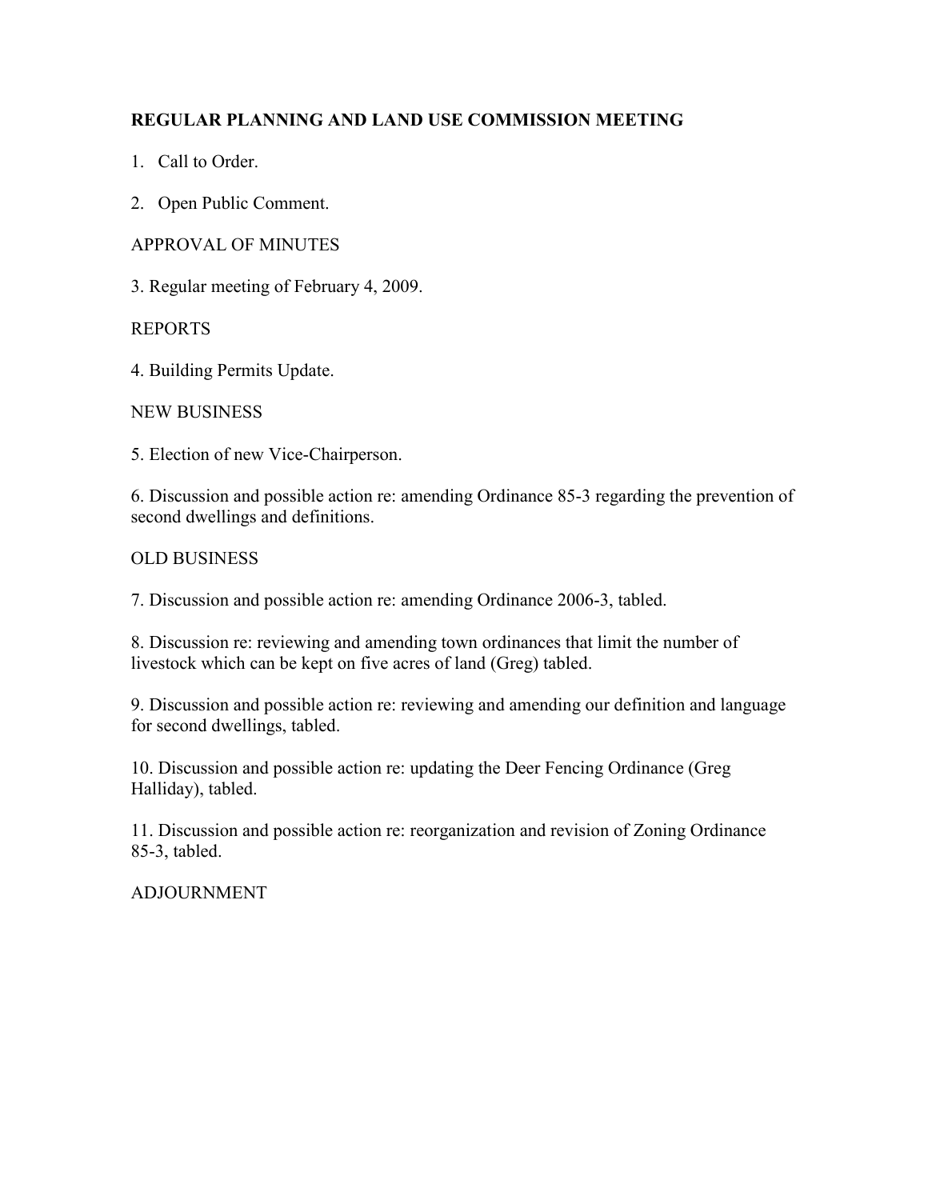**REGULAR PLANNING AND LAND USE COMMISSION MEETING**

1. Call to Order.

2. Open Public Comment.

APPROVAL OF MINUTES

3. Regular meeting of February 4, 2009.

REPORTS

4. Building Permits Update.

NEW BUSINESS

5. Election of new Vice-Chairperson.

6. Discussion and possible action re: amending Ordinance 85-3 regarding the prevention of second dwellings and definitions.

OLD BUSINESS

7. Discussion and possible action re: amending Ordinance 2006-3, tabled.

8. Discussion re: reviewing and amending town ordinances that limit the number of livestock which can be kept on five acres of land (Greg) tabled.

9. Discussion and possible action re: reviewing and amending our definition and language for second dwellings, tabled.

10. Discussion and possible action re: updating the Deer Fencing Ordinance (Greg Halliday), tabled.

11. Discussion and possible action re: reorganization and revision of Zoning Ordinance 85-3, tabled.

ADJOURNMENT